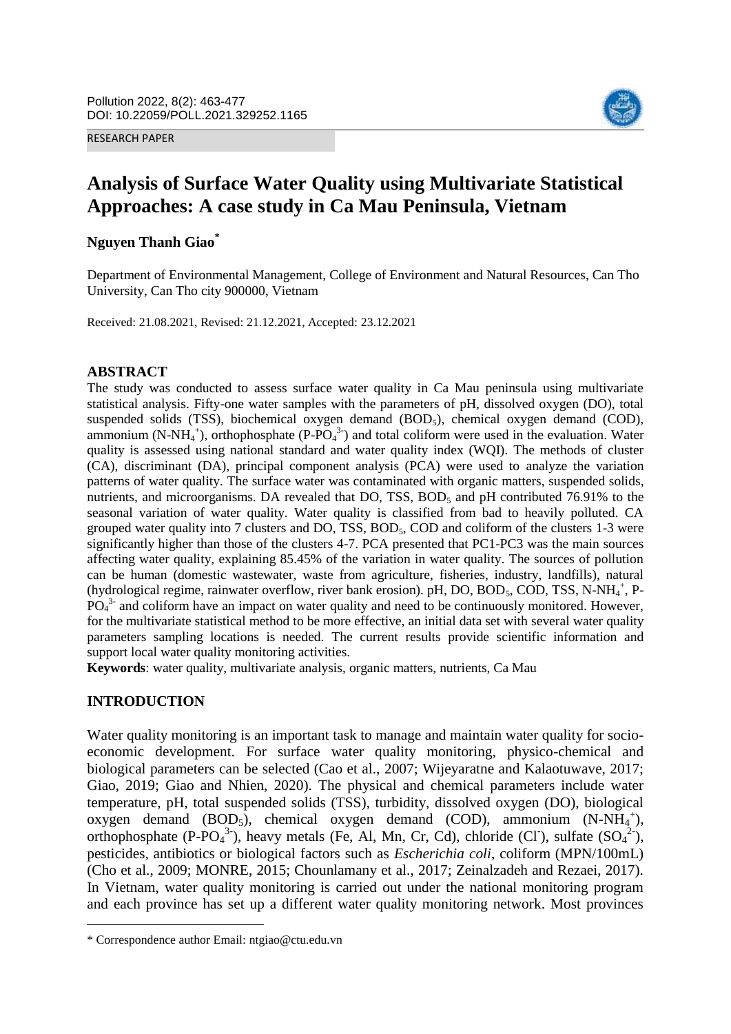RESEARCH PAPER

# Analysis of Surface Water Quality using Multivariate Statistical Approaches: A case study in Ca Mau Peninsula, Vietnam

**Nguyen Thanh Giao***

Department of Environmental Management, College of Environment and Natural Resources, Can Tho University, Can Tho city 900000, Vietnam

Received: 21.08.2021, Revised: 21.12.2021, Accepted: 23.12.2021

## ABSTRACT

The study was conducted to assess surface water quality in Ca Mau peninsula using multivariate statistical analysis. Fifty-one water samples with the parameters of pH, dissolved oxygen (DO), total suspended solids (TSS), biochemical oxygen demand ($BOD_5$), chemical oxygen demand (COD), ammonium ($N\text{-}NH_4^+$), orthophosphate ($P\text{-}PO_4^{3-}$) and total coliform were used in the evaluation. Water quality is assessed using national standard and water quality index (WQI). The methods of cluster (CA), discriminant (DA), principal component analysis (PCA) were used to analyze the variation patterns of water quality. The surface water was contaminated with organic matters, suspended solids, nutrients, and microorganisms. DA revealed that DO, TSS, $BOD_5$ and pH contributed 76.91% to the seasonal variation of water quality. Water quality is classified from bad to heavily polluted. CA grouped water quality into 7 clusters and DO, TSS, $BOD_5$, COD and coliform of the clusters 1-3 were significantly higher than those of the clusters 4-7. PCA presented that PC1-PC3 was the main sources affecting water quality, explaining 85.45% of the variation in water quality. The sources of pollution can be human (domestic wastewater, waste from agriculture, fisheries, industry, landfills), natural (hydrological regime, rainwater overflow, river bank erosion). pH, DO, $BOD_5$, COD, TSS, $N\text{-}NH_4^+$, $P\text{-}PO_4^{3-}$ and coliform have an impact on water quality and need to be continuously monitored. However, for the multivariate statistical method to be more effective, an initial data set with several water quality parameters sampling locations is needed. The current results provide scientific information and support local water quality monitoring activities.

**Keywords**: water quality, multivariate analysis, organic matters, nutrients, Ca Mau

## INTRODUCTION

Water quality monitoring is an important task to manage and maintain water quality for socio-economic development. For surface water quality monitoring, physico-chemical and biological parameters can be selected (Cao et al., 2007; Wijeyaratne and Kalaotuwave, 2017; Giao, 2019; Giao and Nhien, 2020). The physical and chemical parameters include water temperature, pH, total suspended solids (TSS), turbidity, dissolved oxygen (DO), biological oxygen demand ($BOD_5$), chemical oxygen demand (COD), ammonium ($N\text{-}NH_4^+$), orthophosphate ($P\text{-}PO_4^{3-}$), heavy metals (Fe, Al, Mn, Cr, Cd), chloride ($Cl^-$), sulfate ($SO_4^{2-}$), pesticides, antibiotics or biological factors such as *Escherichia coli*, coliform (MPN/100mL) (Cho et al., 2009; MONRE, 2015; Chounlamany et al., 2017; Zeinalzadeh and Rezaei, 2017). In Vietnam, water quality monitoring is carried out under the national monitoring program and each province has set up a different water quality monitoring network. Most provinces

* Correspondence author Email: ntgiao@ctu.edu.vn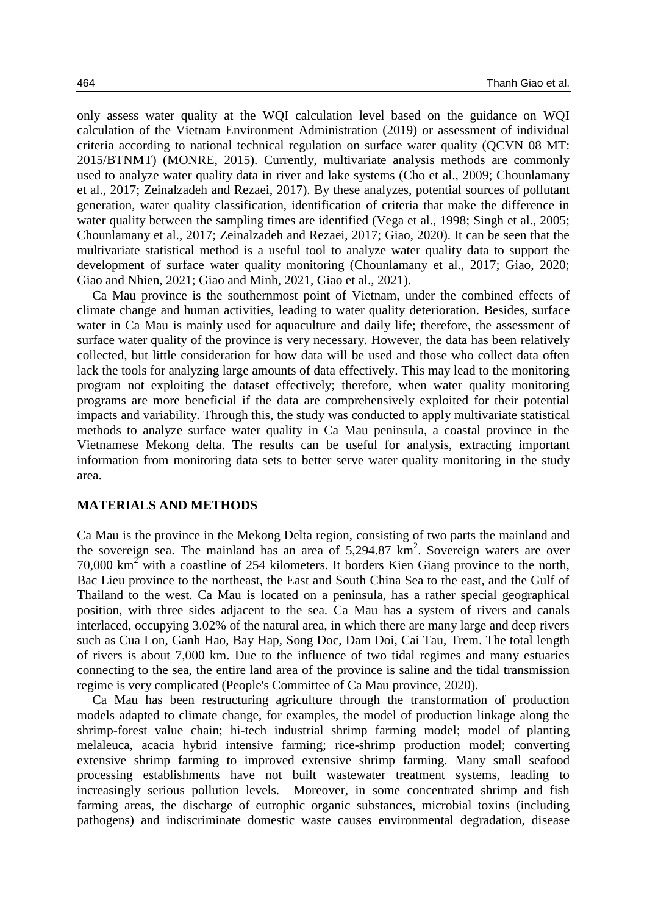only assess water quality at the WQI calculation level based on the guidance on WQI calculation of the Vietnam Environment Administration (2019) or assessment of individual criteria according to national technical regulation on surface water quality (QCVN 08 MT: 2015/BTNMT) (MONRE, 2015). Currently, multivariate analysis methods are commonly used to analyze water quality data in river and lake systems (Cho et al., 2009; Chounlamany et al., 2017; Zeinalzadeh and Rezaei, 2017). By these analyzes, potential sources of pollutant generation, water quality classification, identification of criteria that make the difference in water quality between the sampling times are identified (Vega et al., 1998; Singh et al., 2005; Chounlamany et al., 2017; Zeinalzadeh and Rezaei, 2017; Giao, 2020). It can be seen that the multivariate statistical method is a useful tool to analyze water quality data to support the development of surface water quality monitoring (Chounlamany et al., 2017; Giao, 2020; Giao and Nhien, 2021; Giao and Minh, 2021, Giao et al., 2021).

Ca Mau province is the southernmost point of Vietnam, under the combined effects of climate change and human activities, leading to water quality deterioration. Besides, surface water in Ca Mau is mainly used for aquaculture and daily life; therefore, the assessment of surface water quality of the province is very necessary. However, the data has been relatively collected, but little consideration for how data will be used and those who collect data often lack the tools for analyzing large amounts of data effectively. This may lead to the monitoring program not exploiting the dataset effectively; therefore, when water quality monitoring programs are more beneficial if the data are comprehensively exploited for their potential impacts and variability. Through this, the study was conducted to apply multivariate statistical methods to analyze surface water quality in Ca Mau peninsula, a coastal province in the Vietnamese Mekong delta. The results can be useful for analysis, extracting important information from monitoring data sets to better serve water quality monitoring in the study area.

## MATERIALS AND METHODS

Ca Mau is the province in the Mekong Delta region, consisting of two parts the mainland and the sovereign sea. The mainland has an area of 5,294.87 $km^2$. Sovereign waters are over 70,000 $km^2$ with a coastline of 254 kilometers. It borders Kien Giang province to the north, Bac Lieu province to the northeast, the East and South China Sea to the east, and the Gulf of Thailand to the west. Ca Mau is located on a peninsula, has a rather special geographical position, with three sides adjacent to the sea. Ca Mau has a system of rivers and canals interlaced, occupying 3.02% of the natural area, in which there are many large and deep rivers such as Cua Lon, Ganh Hao, Bay Hap, Song Doc, Dam Doi, Cai Tau, Trem. The total length of rivers is about 7,000 km. Due to the influence of two tidal regimes and many estuaries connecting to the sea, the entire land area of the province is saline and the tidal transmission regime is very complicated (People's Committee of Ca Mau province, 2020).

Ca Mau has been restructuring agriculture through the transformation of production models adapted to climate change, for examples, the model of production linkage along the shrimp-forest value chain; hi-tech industrial shrimp farming model; model of planting melaleuca, acacia hybrid intensive farming; rice-shrimp production model; converting extensive shrimp farming to improved extensive shrimp farming. Many small seafood processing establishments have not built wastewater treatment systems, leading to increasingly serious pollution levels. Moreover, in some concentrated shrimp and fish farming areas, the discharge of eutrophic organic substances, microbial toxins (including pathogens) and indiscriminate domestic waste causes environmental degradation, disease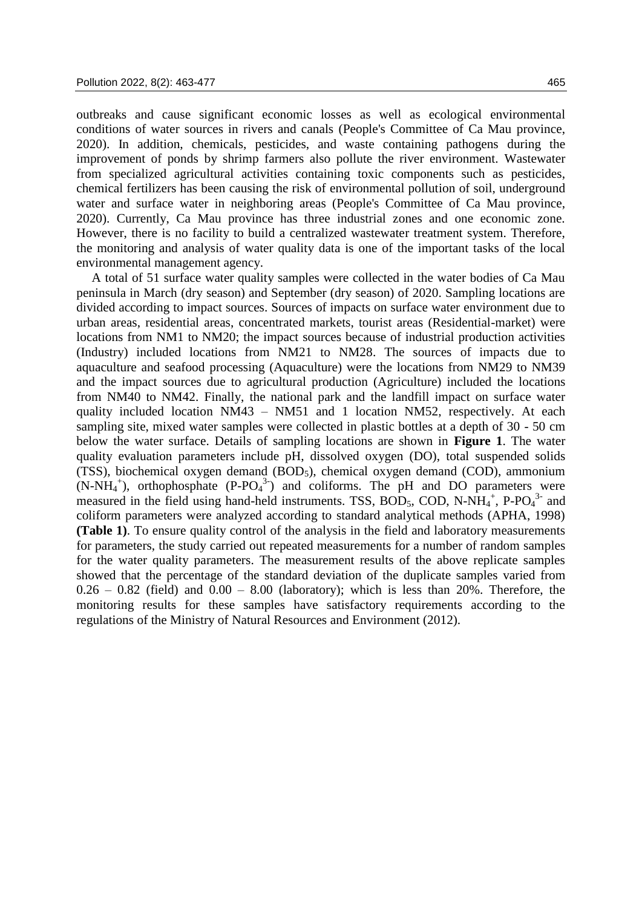outbreaks and cause significant economic losses as well as ecological environmental conditions of water sources in rivers and canals (People's Committee of Ca Mau province, 2020). In addition, chemicals, pesticides, and waste containing pathogens during the improvement of ponds by shrimp farmers also pollute the river environment. Wastewater from specialized agricultural activities containing toxic components such as pesticides, chemical fertilizers has been causing the risk of environmental pollution of soil, underground water and surface water in neighboring areas (People's Committee of Ca Mau province, 2020). Currently, Ca Mau province has three industrial zones and one economic zone. However, there is no facility to build a centralized wastewater treatment system. Therefore, the monitoring and analysis of water quality data is one of the important tasks of the local environmental management agency.

A total of 51 surface water quality samples were collected in the water bodies of Ca Mau peninsula in March (dry season) and September (dry season) of 2020. Sampling locations are divided according to impact sources. Sources of impacts on surface water environment due to urban areas, residential areas, concentrated markets, tourist areas (Residential-market) were locations from NM1 to NM20; the impact sources because of industrial production activities (Industry) included locations from NM21 to NM28. The sources of impacts due to aquaculture and seafood processing (Aquaculture) were the locations from NM29 to NM39 and the impact sources due to agricultural production (Agriculture) included the locations from NM40 to NM42. Finally, the national park and the landfill impact on surface water quality included location NM43 – NM51 and 1 location NM52, respectively. At each sampling site, mixed water samples were collected in plastic bottles at a depth of 30 - 50 cm below the water surface. Details of sampling locations are shown in **Figure 1**. The water quality evaluation parameters include pH, dissolved oxygen (DO), total suspended solids (TSS), biochemical oxygen demand ($BOD_5$), chemical oxygen demand (COD), ammonium ($N\text{-}NH_4^+$), orthophosphate ($P\text{-}PO_4^{3-}$) and coliforms. The pH and DO parameters were measured in the field using hand-held instruments. TSS, $BOD_5$, COD, $N\text{-}NH_4^+$, $P\text{-}PO_4^{3-}$ and coliform parameters were analyzed according to standard analytical methods (APHA, 1998) **(Table 1)**. To ensure quality control of the analysis in the field and laboratory measurements for parameters, the study carried out repeated measurements for a number of random samples for the water quality parameters. The measurement results of the above replicate samples showed that the percentage of the standard deviation of the duplicate samples varied from 0.26 – 0.82 (field) and 0.00 – 8.00 (laboratory); which is less than 20%. Therefore, the monitoring results for these samples have satisfactory requirements according to the regulations of the Ministry of Natural Resources and Environment (2012).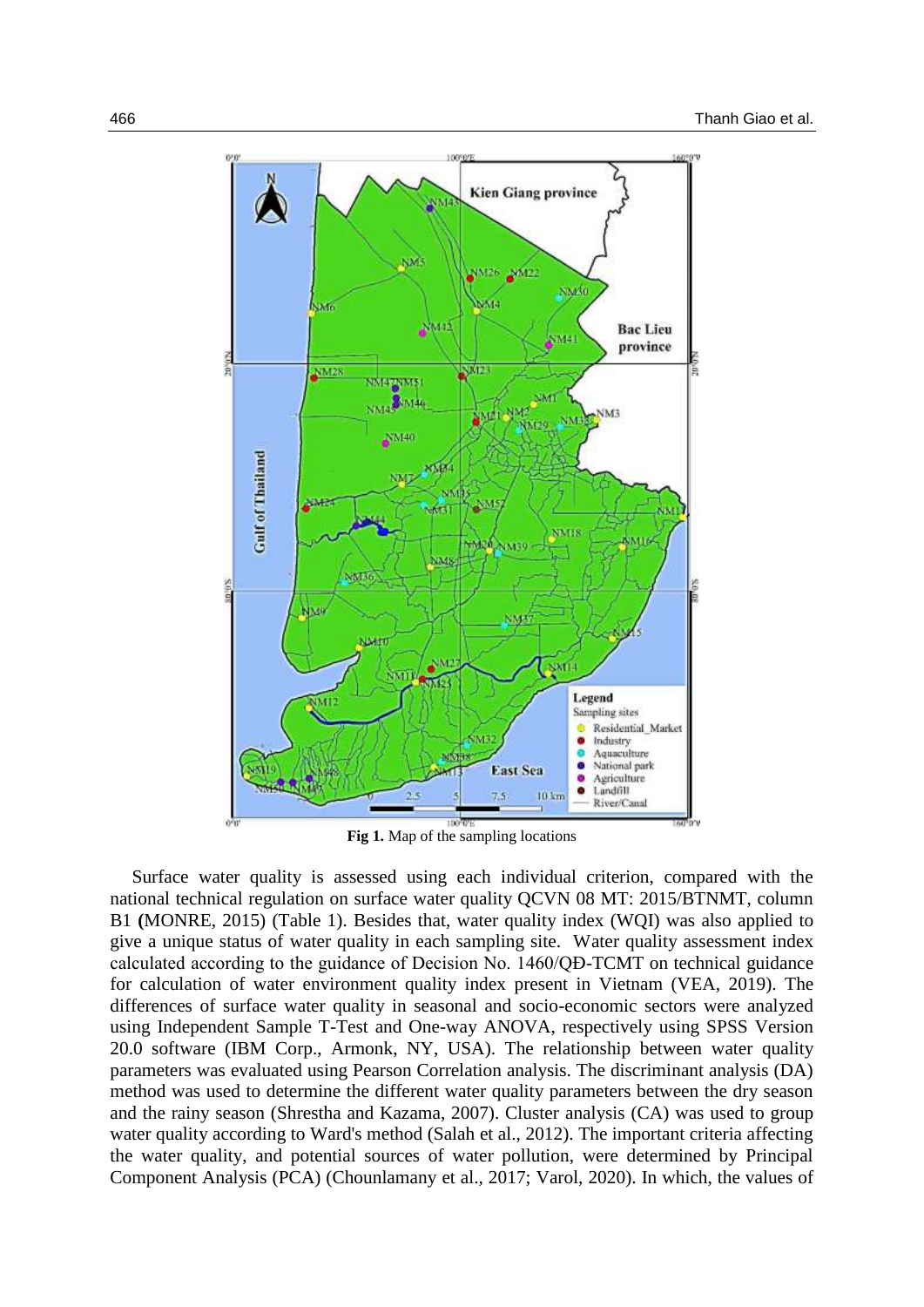**Fig 1.** Map of the sampling locations

Surface water quality is assessed using each individual criterion, compared with the national technical regulation on surface water quality QCVN 08 MT: 2015/BTNMT, column B1 **(**MONRE, 2015) (Table 1). Besides that, water quality index (WQI) was also applied to give a unique status of water quality in each sampling site. Water quality assessment index calculated according to the guidance of Decision No. 1460/QĐ-TCMT on technical guidance for calculation of water environment quality index present in Vietnam (VEA, 2019). The differences of surface water quality in seasonal and socio-economic sectors were analyzed using Independent Sample T-Test and One-way ANOVA, respectively using SPSS Version 20.0 software (IBM Corp., Armonk, NY, USA). The relationship between water quality parameters was evaluated using Pearson Correlation analysis. The discriminant analysis (DA) method was used to determine the different water quality parameters between the dry season and the rainy season (Shrestha and Kazama, 2007). Cluster analysis (CA) was used to group water quality according to Ward's method (Salah et al., 2012). The important criteria affecting the water quality, and potential sources of water pollution, were determined by Principal Component Analysis (PCA) (Chounlamany et al., 2017; Varol, 2020). In which, the values of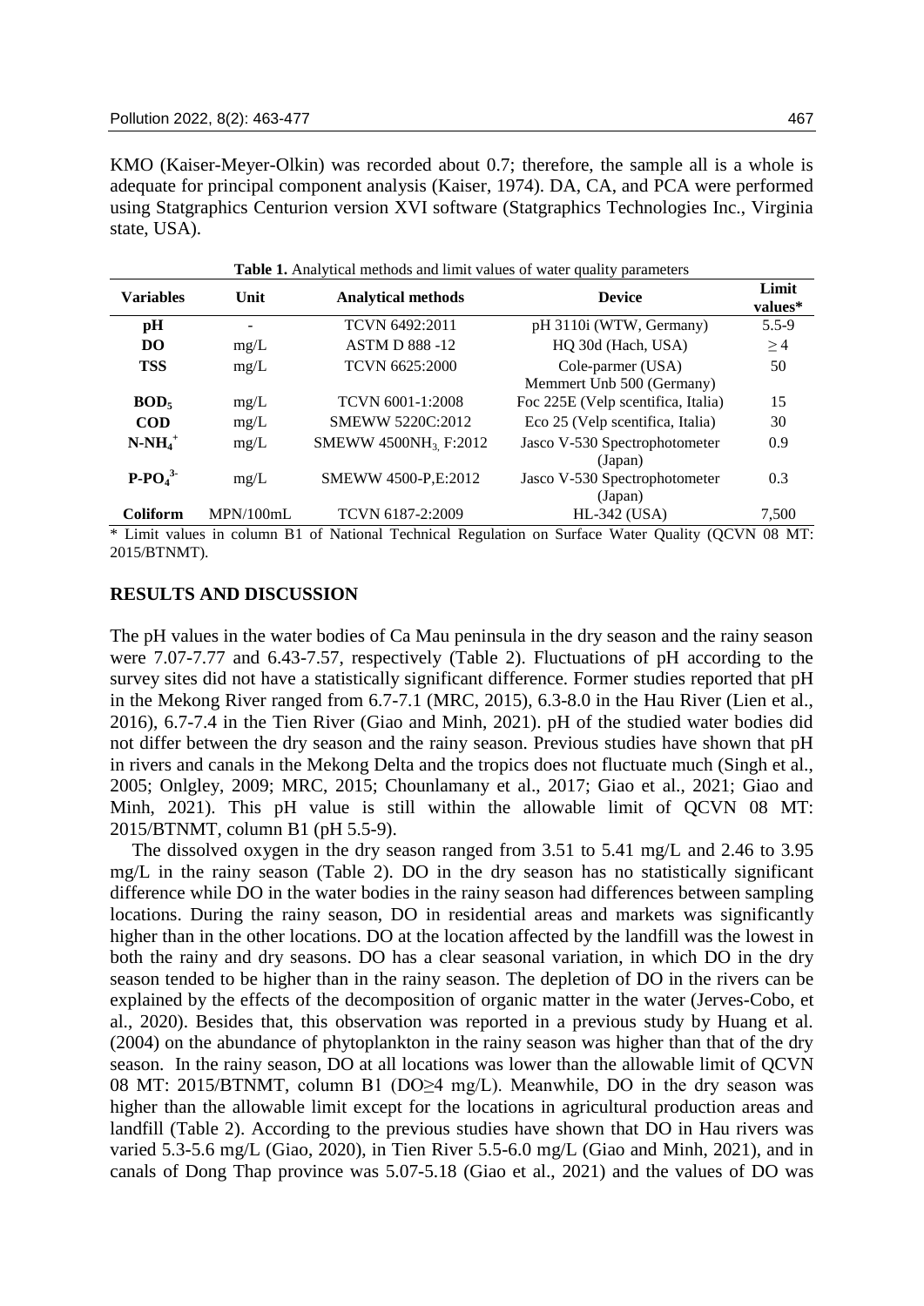KMO (Kaiser-Meyer-Olkin) was recorded about 0.7; therefore, the sample all is a whole is adequate for principal component analysis (Kaiser, 1974). DA, CA, and PCA were performed using Statgraphics Centurion version XVI software (Statgraphics Technologies Inc., Virginia state, USA).

**Table 1.** Analytical methods and limit values of water quality parameters

| Variables | Unit | Analytical methods | Device | Limit values* |
|---|---|---|---|---|
| **pH** | - | TCVN 6492:2011 | pH 3110i (WTW, Germany) | 5.5-9 |
| **DO** | mg/L | ASTM D 888 -12 | HQ 30d (Hach, USA) | $\geq 4$ |
| **TSS** | mg/L | TCVN 6625:2000 | Cole-parmer (USA) Memmert Unb 500 (Germany) | 50 |
| **$BOD_5$** | mg/L | TCVN 6001-1:2008 | Foc 225E (Velp scentifica, Italia) | 15 |
| **COD** | mg/L | SMEWW 5220C:2012 | Eco 25 (Velp scentifica, Italia) | 30 |
| **$N\text{-}NH_4^+$** | mg/L | SMEWW 4500$NH_3$ F:2012 | Jasco V-530 Spectrophotometer (Japan) | 0.9 |
| **$P\text{-}PO_4^{3-}$** | mg/L | SMEWW 4500-P,E:2012 | Jasco V-530 Spectrophotometer (Japan) | 0.3 |
| **Coliform** | MPN/100mL | TCVN 6187-2:2009 | HL-342 (USA) | 7,500 |

* Limit values in column B1 of National Technical Regulation on Surface Water Quality (QCVN 08 MT: 2015/BTNMT).

## RESULTS AND DISCUSSION

The pH values in the water bodies of Ca Mau peninsula in the dry season and the rainy season were 7.07-7.77 and 6.43-7.57, respectively (Table 2). Fluctuations of pH according to the survey sites did not have a statistically significant difference. Former studies reported that pH in the Mekong River ranged from 6.7-7.1 (MRC, 2015), 6.3-8.0 in the Hau River (Lien et al., 2016), 6.7-7.4 in the Tien River (Giao and Minh, 2021). pH of the studied water bodies did not differ between the dry season and the rainy season. Previous studies have shown that pH in rivers and canals in the Mekong Delta and the tropics does not fluctuate much (Singh et al., 2005; Onlgley, 2009; MRC, 2015; Chounlamany et al., 2017; Giao et al., 2021; Giao and Minh, 2021). This pH value is still within the allowable limit of QCVN 08 MT: 2015/BTNMT, column B1 (pH 5.5-9).

The dissolved oxygen in the dry season ranged from 3.51 to 5.41 mg/L and 2.46 to 3.95 mg/L in the rainy season (Table 2). DO in the dry season has no statistically significant difference while DO in the water bodies in the rainy season had differences between sampling locations. During the rainy season, DO in residential areas and markets was significantly higher than in the other locations. DO at the location affected by the landfill was the lowest in both the rainy and dry seasons. DO has a clear seasonal variation, in which DO in the dry season tended to be higher than in the rainy season. The depletion of DO in the rivers can be explained by the effects of the decomposition of organic matter in the water (Jerves-Cobo, et al., 2020). Besides that, this observation was reported in a previous study by Huang et al. (2004) on the abundance of phytoplankton in the rainy season was higher than that of the dry season. In the rainy season, DO at all locations was lower than the allowable limit of QCVN 08 MT: 2015/BTNMT, column B1 (DO≥4 mg/L). Meanwhile, DO in the dry season was higher than the allowable limit except for the locations in agricultural production areas and landfill (Table 2). According to the previous studies have shown that DO in Hau rivers was varied 5.3-5.6 mg/L (Giao, 2020), in Tien River 5.5-6.0 mg/L (Giao and Minh, 2021), and in canals of Dong Thap province was 5.07-5.18 (Giao et al., 2021) and the values of DO was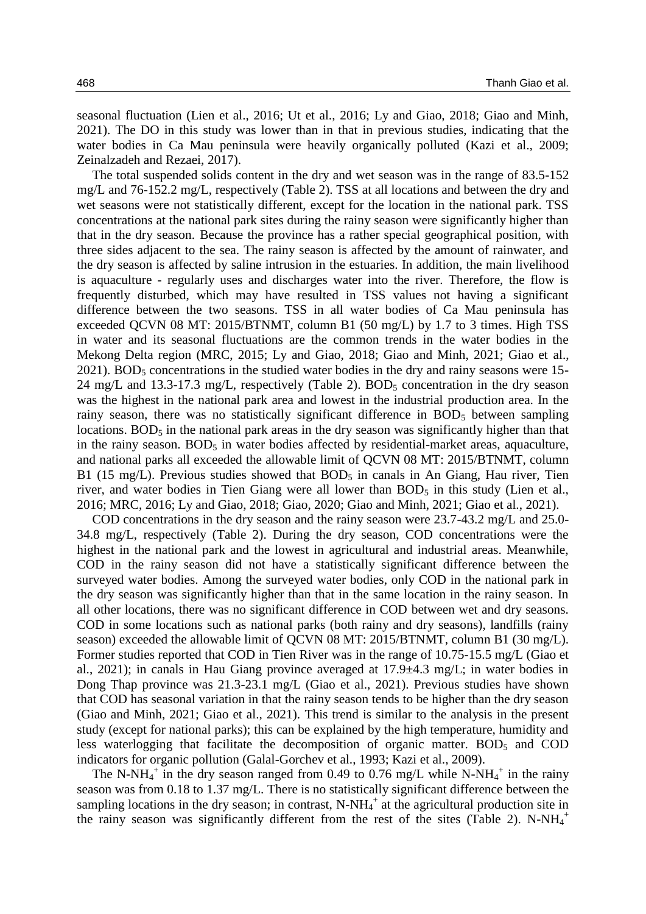seasonal fluctuation (Lien et al., 2016; Ut et al., 2016; Ly and Giao, 2018; Giao and Minh, 2021). The DO in this study was lower than in that in previous studies, indicating that the water bodies in Ca Mau peninsula were heavily organically polluted (Kazi et al., 2009; Zeinalzadeh and Rezaei, 2017).

The total suspended solids content in the dry and wet season was in the range of 83.5-152 mg/L and 76-152.2 mg/L, respectively (Table 2). TSS at all locations and between the dry and wet seasons were not statistically different, except for the location in the national park. TSS concentrations at the national park sites during the rainy season were significantly higher than that in the dry season. Because the province has a rather special geographical position, with three sides adjacent to the sea. The rainy season is affected by the amount of rainwater, and the dry season is affected by saline intrusion in the estuaries. In addition, the main livelihood is aquaculture - regularly uses and discharges water into the river. Therefore, the flow is frequently disturbed, which may have resulted in TSS values not having a significant difference between the two seasons. TSS in all water bodies of Ca Mau peninsula has exceeded QCVN 08 MT: 2015/BTNMT, column B1 (50 mg/L) by 1.7 to 3 times. High TSS in water and its seasonal fluctuations are the common trends in the water bodies in the Mekong Delta region (MRC, 2015; Ly and Giao, 2018; Giao and Minh, 2021; Giao et al., 2021). $BOD_5$ concentrations in the studied water bodies in the dry and rainy seasons were 15-24 mg/L and 13.3-17.3 mg/L, respectively (Table 2). $BOD_5$ concentration in the dry season was the highest in the national park area and lowest in the industrial production area. In the rainy season, there was no statistically significant difference in $BOD_5$ between sampling locations. $BOD_5$ in the national park areas in the dry season was significantly higher than that in the rainy season. $BOD_5$ in water bodies affected by residential-market areas, aquaculture, and national parks all exceeded the allowable limit of QCVN 08 MT: 2015/BTNMT, column B1 (15 mg/L). Previous studies showed that $BOD_5$ in canals in An Giang, Hau river, Tien river, and water bodies in Tien Giang were all lower than $BOD_5$ in this study (Lien et al., 2016; MRC, 2016; Ly and Giao, 2018; Giao, 2020; Giao and Minh, 2021; Giao et al., 2021).

COD concentrations in the dry season and the rainy season were 23.7-43.2 mg/L and 25.0-34.8 mg/L, respectively (Table 2). During the dry season, COD concentrations were the highest in the national park and the lowest in agricultural and industrial areas. Meanwhile, COD in the rainy season did not have a statistically significant difference between the surveyed water bodies. Among the surveyed water bodies, only COD in the national park in the dry season was significantly higher than that in the same location in the rainy season. In all other locations, there was no significant difference in COD between wet and dry seasons. COD in some locations such as national parks (both rainy and dry seasons), landfills (rainy season) exceeded the allowable limit of QCVN 08 MT: 2015/BTNMT, column B1 (30 mg/L). Former studies reported that COD in Tien River was in the range of 10.75-15.5 mg/L (Giao et al., 2021); in canals in Hau Giang province averaged at 17.9±4.3 mg/L; in water bodies in Dong Thap province was 21.3-23.1 mg/L (Giao et al., 2021). Previous studies have shown that COD has seasonal variation in that the rainy season tends to be higher than the dry season (Giao and Minh, 2021; Giao et al., 2021). This trend is similar to the analysis in the present study (except for national parks); this can be explained by the high temperature, humidity and less waterlogging that facilitate the decomposition of organic matter. $BOD_5$ and COD indicators for organic pollution (Galal-Gorchev et al., 1993; Kazi et al., 2009).

The $N\text{-}NH_4^+$ in the dry season ranged from 0.49 to 0.76 mg/L while $N\text{-}NH_4^+$ in the rainy season was from 0.18 to 1.37 mg/L. There is no statistically significant difference between the sampling locations in the dry season; in contrast, $N\text{-}NH_4^+$ at the agricultural production site in the rainy season was significantly different from the rest of the sites (Table 2). $N\text{-}NH_4^+$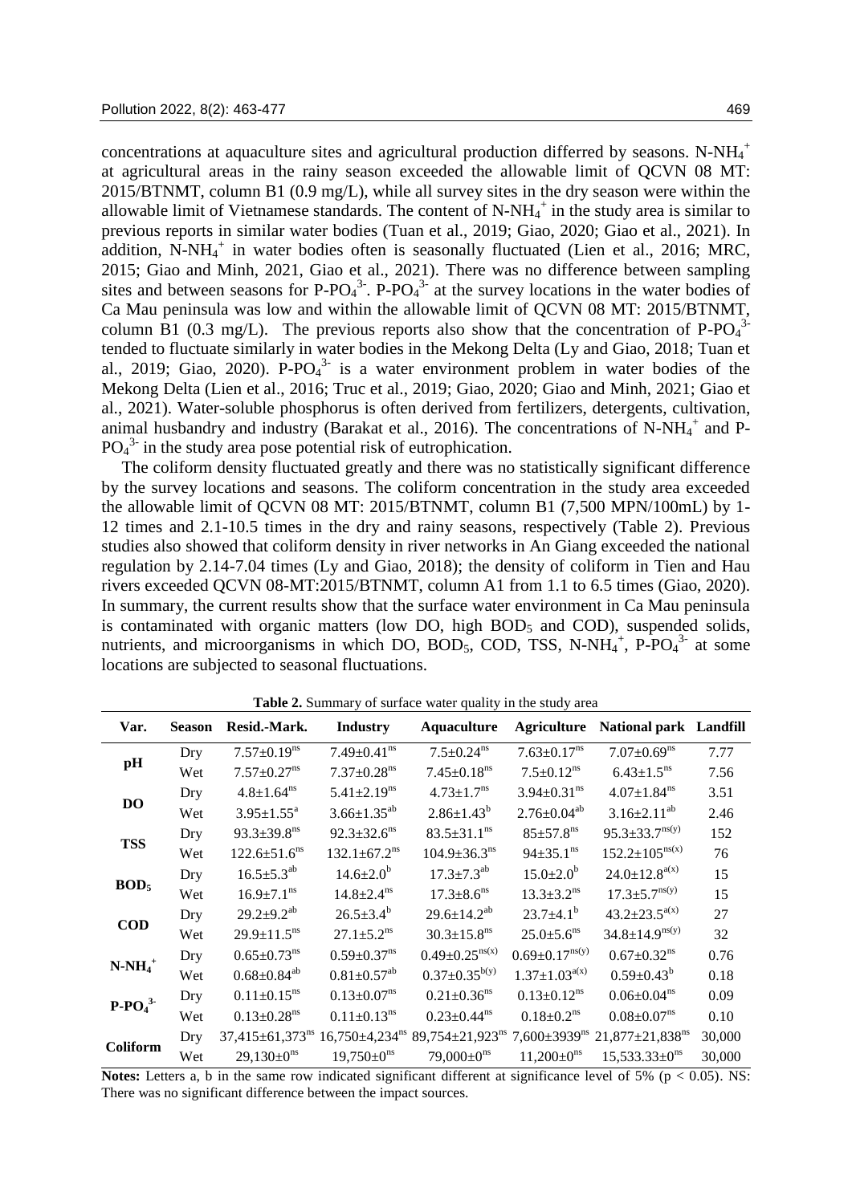concentrations at aquaculture sites and agricultural production differred by seasons. $N\text{-}NH_4^+$ at agricultural areas in the rainy season exceeded the allowable limit of QCVN 08 MT: 2015/BTNMT, column B1 (0.9 mg/L), while all survey sites in the dry season were within the allowable limit of Vietnamese standards. The content of $N\text{-}NH_4^+$ in the study area is similar to previous reports in similar water bodies (Tuan et al., 2019; Giao, 2020; Giao et al., 2021). In addition, $N\text{-}NH_4^+$ in water bodies often is seasonally fluctuated (Lien et al., 2016; MRC, 2015; Giao and Minh, 2021, Giao et al., 2021). There was no difference between sampling sites and between seasons for $P\text{-}PO_4^{3-}$. $P\text{-}PO_4^{3-}$ at the survey locations in the water bodies of Ca Mau peninsula was low and within the allowable limit of QCVN 08 MT: 2015/BTNMT, column B1 (0.3 mg/L). The previous reports also show that the concentration of $P\text{-}PO_4^{3-}$ tended to fluctuate similarly in water bodies in the Mekong Delta (Ly and Giao, 2018; Tuan et al., 2019; Giao, 2020). $P\text{-}PO_4^{3-}$ is a water environment problem in water bodies of the Mekong Delta (Lien et al., 2016; Truc et al., 2019; Giao, 2020; Giao and Minh, 2021; Giao et al., 2021). Water-soluble phosphorus is often derived from fertilizers, detergents, cultivation, animal husbandry and industry (Barakat et al., 2016). The concentrations of $N\text{-}NH_4^+$ and $P\text{-}PO_4^{3-}$ in the study area pose potential risk of eutrophication.

The coliform density fluctuated greatly and there was no statistically significant difference by the survey locations and seasons. The coliform concentration in the study area exceeded the allowable limit of QCVN 08 MT: 2015/BTNMT, column B1 (7,500 MPN/100mL) by 1-12 times and 2.1-10.5 times in the dry and rainy seasons, respectively (Table 2). Previous studies also showed that coliform density in river networks in An Giang exceeded the national regulation by 2.14-7.04 times (Ly and Giao, 2018); the density of coliform in Tien and Hau rivers exceeded QCVN 08-MT:2015/BTNMT, column A1 from 1.1 to 6.5 times (Giao, 2020). In summary, the current results show that the surface water environment in Ca Mau peninsula is contaminated with organic matters (low DO, high $BOD_5$ and COD), suspended solids, nutrients, and microorganisms in which DO, $BOD_5$, COD, TSS, $N\text{-}NH_4^+$, $P\text{-}PO_4^{3-}$ at some locations are subjected to seasonal fluctuations.

**Table 2.** Summary of surface water quality in the study area

| Var. | Season | Resid.-Mark. | Industry | Aquaculture | Agriculture | National park | Landfill |
|---|---|---|---|---|---|---|---|
| pH | Dry | $7.57\pm0.19^{ns}$ | $7.49\pm0.41^{ns}$ | $7.5\pm0.24^{ns}$ | $7.63\pm0.17^{ns}$ | $7.07\pm0.69^{ns}$ | 7.77 |
| | Wet | $7.57\pm0.27^{ns}$ | $7.37\pm0.28^{ns}$ | $7.45\pm0.18^{ns}$ | $7.5\pm0.12^{ns}$ | $6.43\pm1.5^{ns}$ | 7.56 |
| DO | Dry | $4.8\pm1.64^{ns}$ | $5.41\pm2.19^{ns}$ | $4.73\pm1.7^{ns}$ | $3.94\pm0.31^{ns}$ | $4.07\pm1.84^{ns}$ | 3.51 |
| | Wet | $3.95\pm1.55^{a}$ | $3.66\pm1.35^{ab}$ | $2.86\pm1.43^{b}$ | $2.76\pm0.04^{ab}$ | $3.16\pm2.11^{ab}$ | 2.46 |
| TSS | Dry | $93.3\pm39.8^{ns}$ | $92.3\pm32.6^{ns}$ | $83.5\pm31.1^{ns}$ | $85\pm57.8^{ns}$ | $95.3\pm33.7^{ns(y)}$ | 152 |
| | Wet | $122.6\pm51.6^{ns}$ | $132.1\pm67.2^{ns}$ | $104.9\pm36.3^{ns}$ | $94\pm35.1^{ns}$ | $152.2\pm105^{ns(x)}$ | 76 |
| $BOD_5$ | Dry | $16.5\pm5.3^{ab}$ | $14.6\pm2.0^{b}$ | $17.3\pm7.3^{ab}$ | $15.0\pm2.0^{b}$ | $24.0\pm12.8^{a(x)}$ | 15 |
| | Wet | $16.9\pm7.1^{ns}$ | $14.8\pm2.4^{ns}$ | $17.3\pm8.6^{ns}$ | $13.3\pm3.2^{ns}$ | $17.3\pm5.7^{ns(y)}$ | 15 |
| COD | Dry | $29.2\pm9.2^{ab}$ | $26.5\pm3.4^{b}$ | $29.6\pm14.2^{ab}$ | $23.7\pm4.1^{b}$ | $43.2\pm23.5^{a(x)}$ | 27 |
| | Wet | $29.9\pm11.5^{ns}$ | $27.1\pm5.2^{ns}$ | $30.3\pm15.8^{ns}$ | $25.0\pm5.6^{ns}$ | $34.8\pm14.9^{ns(y)}$ | 32 |
| $N\text{-}NH_4^+$ | Dry | $0.65\pm0.73^{ns}$ | $0.59\pm0.37^{ns}$ | $0.49\pm0.25^{ns(x)}$ | $0.69\pm0.17^{ns(y)}$ | $0.67\pm0.32^{ns}$ | 0.76 |
| | Wet | $0.68\pm0.84^{ab}$ | $0.81\pm0.57^{ab}$ | $0.37\pm0.35^{b(y)}$ | $1.37\pm1.03^{a(x)}$ | $0.59\pm0.43^{b}$ | 0.18 |
| $P\text{-}PO_4^{3-}$ | Dry | $0.11\pm0.15^{ns}$ | $0.13\pm0.07^{ns}$ | $0.21\pm0.36^{ns}$ | $0.13\pm0.12^{ns}$ | $0.06\pm0.04^{ns}$ | 0.09 |
| | Wet | $0.13\pm0.28^{ns}$ | $0.11\pm0.13^{ns}$ | $0.23\pm0.44^{ns}$ | $0.18\pm0.2^{ns}$ | $0.08\pm0.07^{ns}$ | 0.10 |
| Coliform | Dry | $37{,}415\pm61{,}373^{ns}$ | $16{,}750\pm4{,}234^{ns}$ | $89{,}754\pm21{,}923^{ns}$ | $7{,}600\pm3939^{ns}$ | $21{,}877\pm21{,}838^{ns}$ | 30,000 |
| | Wet | $29{,}130\pm0^{ns}$ | $19{,}750\pm0^{ns}$ | $79{,}000\pm0^{ns}$ | $11{,}200\pm0^{ns}$ | $15{,}533.33\pm0^{ns}$ | 30,000 |

**Notes:** Letters a, b in the same row indicated significant different at significance level of 5% ($p < 0.05$). NS: There was no significant difference between the impact sources.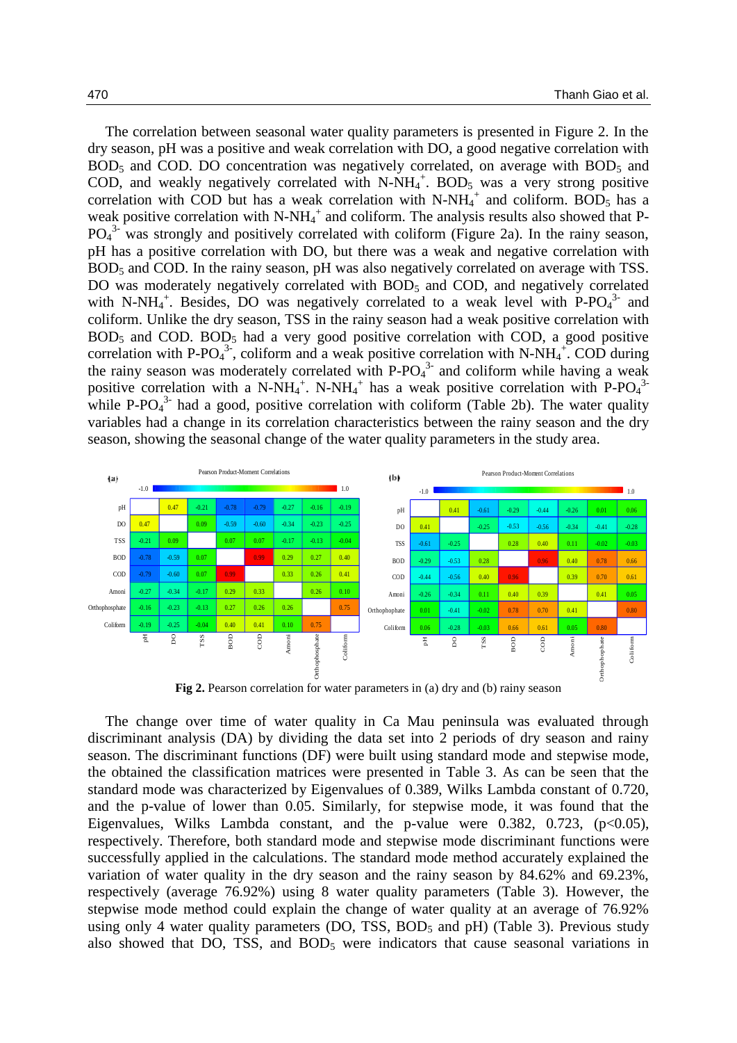The correlation between seasonal water quality parameters is presented in Figure 2. In the dry season, pH was a positive and weak correlation with DO, a good negative correlation with $BOD_5$ and COD. DO concentration was negatively correlated, on average with $BOD_5$ and COD, and weakly negatively correlated with $N\text{-}NH_4^+$. $BOD_5$ was a very strong positive correlation with COD but has a weak correlation with $N\text{-}NH_4^+$ and coliform. $BOD_5$ has a weak positive correlation with $N\text{-}NH_4^+$ and coliform. The analysis results also showed that $P\text{-}PO_4^{3-}$ was strongly and positively correlated with coliform (Figure 2a). In the rainy season, pH has a positive correlation with DO, but there was a weak and negative correlation with $BOD_5$ and COD. In the rainy season, pH was also negatively correlated on average with TSS. DO was moderately negatively correlated with $BOD_5$ and COD, and negatively correlated with $N\text{-}NH_4^+$. Besides, DO was negatively correlated to a weak level with $P\text{-}PO_4^{3-}$ and coliform. Unlike the dry season, TSS in the rainy season had a weak positive correlation with $BOD_5$ and COD. $BOD_5$ had a very good positive correlation with COD, a good positive correlation with $P\text{-}PO_4^{3-}$, coliform and a weak positive correlation with $N\text{-}NH_4^+$. COD during the rainy season was moderately correlated with $P\text{-}PO_4^{3-}$ and coliform while having a weak positive correlation with a $N\text{-}NH_4^+$. $N\text{-}NH_4^+$ has a weak positive correlation with $P\text{-}PO_4^{3-}$ while $P\text{-}PO_4^{3-}$ had a good, positive correlation with coliform (Table 2b). The water quality variables had a change in its correlation characteristics between the rainy season and the dry season, showing the seasonal change of the water quality parameters in the study area.

(a) Pearson Product-Moment Correlations (scale -1.0 to 1.0)

| | pH | DO | TSS | BOD | COD | Amoni | Orthophosphate | Coliform |
|---|---|---|---|---|---|---|---|---|
| pH | | 0.47 | -0.21 | -0.78 | -0.79 | -0.27 | -0.16 | -0.19 |
| DO | 0.47 | | 0.09 | -0.59 | -0.60 | -0.34 | -0.23 | -0.25 |
| TSS | -0.21 | 0.09 | | 0.07 | 0.07 | -0.17 | -0.13 | -0.04 |
| BOD | -0.78 | -0.59 | 0.07 | | 0.99 | 0.29 | 0.27 | 0.40 |
| COD | -0.79 | -0.60 | 0.07 | 0.99 | | 0.33 | 0.26 | 0.41 |
| Amoni | -0.27 | -0.34 | -0.17 | 0.29 | 0.33 | | 0.26 | 0.10 |
| Orthophosphate | -0.16 | -0.23 | -0.13 | 0.27 | 0.26 | 0.26 | | 0.75 |
| Coliform | -0.19 | -0.25 | -0.04 | 0.40 | 0.41 | 0.10 | 0.75 | |

(b) Pearson Product-Moment Correlations (scale -1.0 to 1.0)

| | pH | DO | TSS | BOD | COD | Amoni | Orthophosphate | Coliform |
|---|---|---|---|---|---|---|---|---|
| pH | | 0.41 | -0.61 | -0.29 | -0.44 | -0.26 | 0.01 | 0.06 |
| DO | 0.41 | | -0.25 | -0.53 | -0.56 | -0.34 | -0.41 | -0.28 |
| TSS | -0.61 | -0.25 | | 0.28 | 0.40 | 0.11 | -0.02 | -0.03 |
| BOD | -0.29 | -0.53 | 0.28 | | 0.96 | 0.40 | 0.78 | 0.66 |
| COD | -0.44 | -0.56 | 0.40 | 0.96 | | 0.39 | 0.70 | 0.61 |
| Amoni | -0.26 | -0.34 | 0.11 | 0.40 | 0.39 | | 0.41 | 0.05 |
| Orthophosphate | 0.01 | -0.41 | -0.02 | 0.78 | 0.70 | 0.41 | | 0.80 |
| Coliform | 0.06 | -0.28 | -0.03 | 0.66 | 0.61 | 0.05 | 0.80 | |

**Fig 2.** Pearson correlation for water parameters in (a) dry and (b) rainy season

The change over time of water quality in Ca Mau peninsula was evaluated through discriminant analysis (DA) by dividing the data set into 2 periods of dry season and rainy season. The discriminant functions (DF) were built using standard mode and stepwise mode, the obtained the classification matrices were presented in Table 3. As can be seen that the standard mode was characterized by Eigenvalues of 0.389, Wilks Lambda constant of 0.720, and the p-value of lower than 0.05. Similarly, for stepwise mode, it was found that the Eigenvalues, Wilks Lambda constant, and the p-value were 0.382, 0.723, ($p<0.05$), respectively. Therefore, both standard mode and stepwise mode discriminant functions were successfully applied in the calculations. The standard mode method accurately explained the variation of water quality in the dry season and the rainy season by 84.62% and 69.23%, respectively (average 76.92%) using 8 water quality parameters (Table 3). However, the stepwise mode method could explain the change of water quality at an average of 76.92% using only 4 water quality parameters (DO, TSS, $BOD_5$ and pH) (Table 3). Previous study also showed that DO, TSS, and $BOD_5$ were indicators that cause seasonal variations in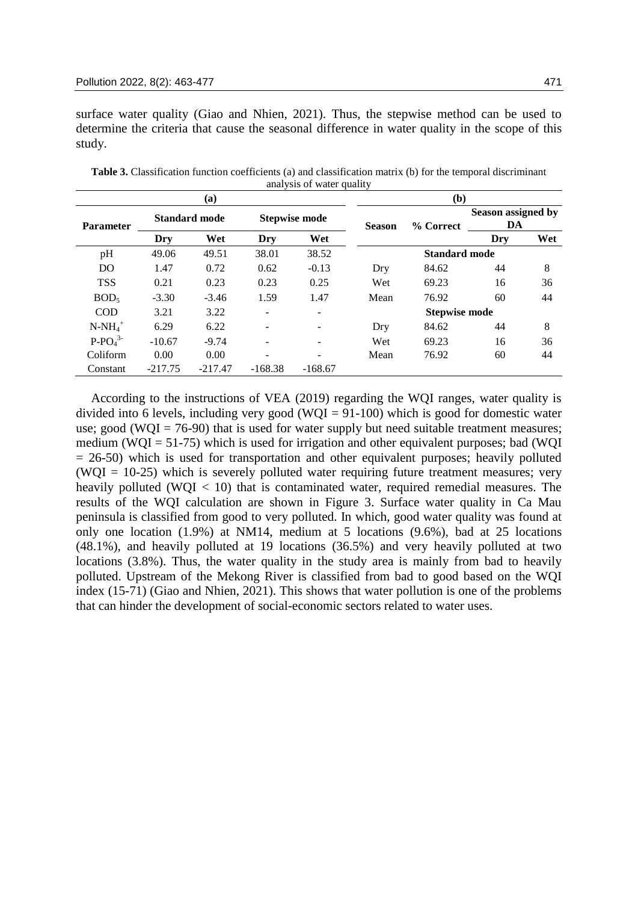surface water quality (Giao and Nhien, 2021). Thus, the stepwise method can be used to determine the criteria that cause the seasonal difference in water quality in the scope of this study.

**Table 3.** Classification function coefficients (a) and classification matrix (b) for the temporal discriminant analysis of water quality

| (a) | | | | | (b) | | | |
|---|---|---|---|---|---|---|---|---|
| **Parameter** | **Standard mode** | | **Stepwise mode** | | **Season** | **% Correct** | **Season assigned by DA** | |
| | **Dry** | **Wet** | **Dry** | **Wet** | | | **Dry** | **Wet** |
| pH | 49.06 | 49.51 | 38.01 | 38.52 | | **Standard mode** | | |
| DO | 1.47 | 0.72 | 0.62 | -0.13 | Dry | 84.62 | 44 | 8 |
| TSS | 0.21 | 0.23 | 0.23 | 0.25 | Wet | 69.23 | 16 | 36 |
| $BOD_5$ | -3.30 | -3.46 | 1.59 | 1.47 | Mean | 76.92 | 60 | 44 |
| COD | 3.21 | 3.22 | - | - | | **Stepwise mode** | | |
| $N\text{-}NH_4^+$ | 6.29 | 6.22 | - | - | Dry | 84.62 | 44 | 8 |
| $P\text{-}PO_4^{3-}$ | -10.67 | -9.74 | - | - | Wet | 69.23 | 16 | 36 |
| Coliform | 0.00 | 0.00 | - | - | Mean | 76.92 | 60 | 44 |
| Constant | -217.75 | -217.47 | -168.38 | -168.67 | | | | |

According to the instructions of VEA (2019) regarding the WQI ranges, water quality is divided into 6 levels, including very good (WQI = 91-100) which is good for domestic water use; good (WQI = 76-90) that is used for water supply but need suitable treatment measures; medium (WQI = 51-75) which is used for irrigation and other equivalent purposes; bad (WQI = 26-50) which is used for transportation and other equivalent purposes; heavily polluted (WQI = 10-25) which is severely polluted water requiring future treatment measures; very heavily polluted (WQI < 10) that is contaminated water, required remedial measures. The results of the WQI calculation are shown in Figure 3. Surface water quality in Ca Mau peninsula is classified from good to very polluted. In which, good water quality was found at only one location (1.9%) at NM14, medium at 5 locations (9.6%), bad at 25 locations (48.1%), and heavily polluted at 19 locations (36.5%) and very heavily polluted at two locations (3.8%). Thus, the water quality in the study area is mainly from bad to heavily polluted. Upstream of the Mekong River is classified from bad to good based on the WQI index (15-71) (Giao and Nhien, 2021). This shows that water pollution is one of the problems that can hinder the development of social-economic sectors related to water uses.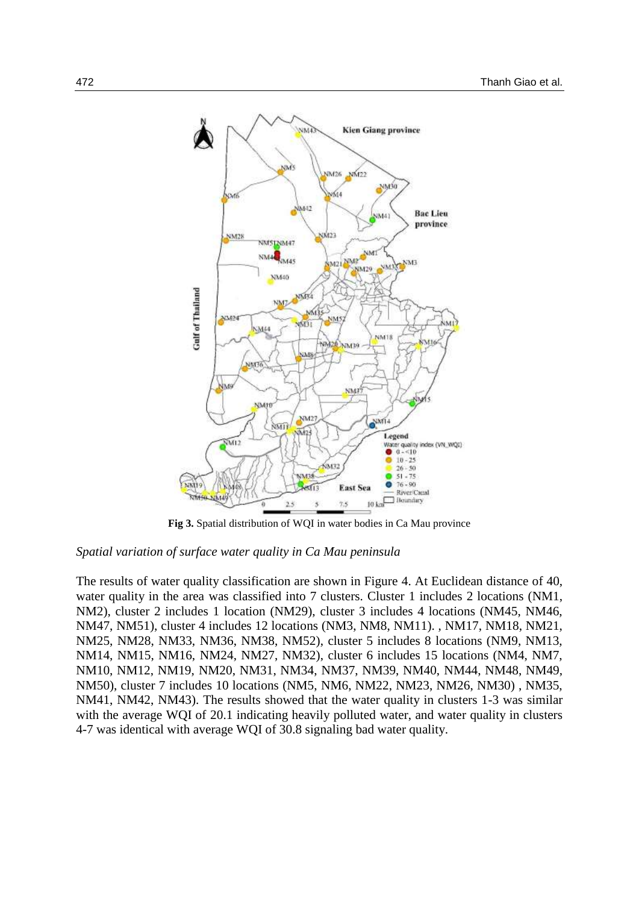**Fig 3.** Spatial distribution of WQI in water bodies in Ca Mau province

*Spatial variation of surface water quality in Ca Mau peninsula*

The results of water quality classification are shown in Figure 4. At Euclidean distance of 40, water quality in the area was classified into 7 clusters. Cluster 1 includes 2 locations (NM1, NM2), cluster 2 includes 1 location (NM29), cluster 3 includes 4 locations (NM45, NM46, NM47, NM51), cluster 4 includes 12 locations (NM3, NM8, NM11). , NM17, NM18, NM21, NM25, NM28, NM33, NM36, NM38, NM52), cluster 5 includes 8 locations (NM9, NM13, NM14, NM15, NM16, NM24, NM27, NM32), cluster 6 includes 15 locations (NM4, NM7, NM10, NM12, NM19, NM20, NM31, NM34, NM37, NM39, NM40, NM44, NM48, NM49, NM50), cluster 7 includes 10 locations (NM5, NM6, NM22, NM23, NM26, NM30) , NM35, NM41, NM42, NM43). The results showed that the water quality in clusters 1-3 was similar with the average WQI of 20.1 indicating heavily polluted water, and water quality in clusters 4-7 was identical with average WQI of 30.8 signaling bad water quality.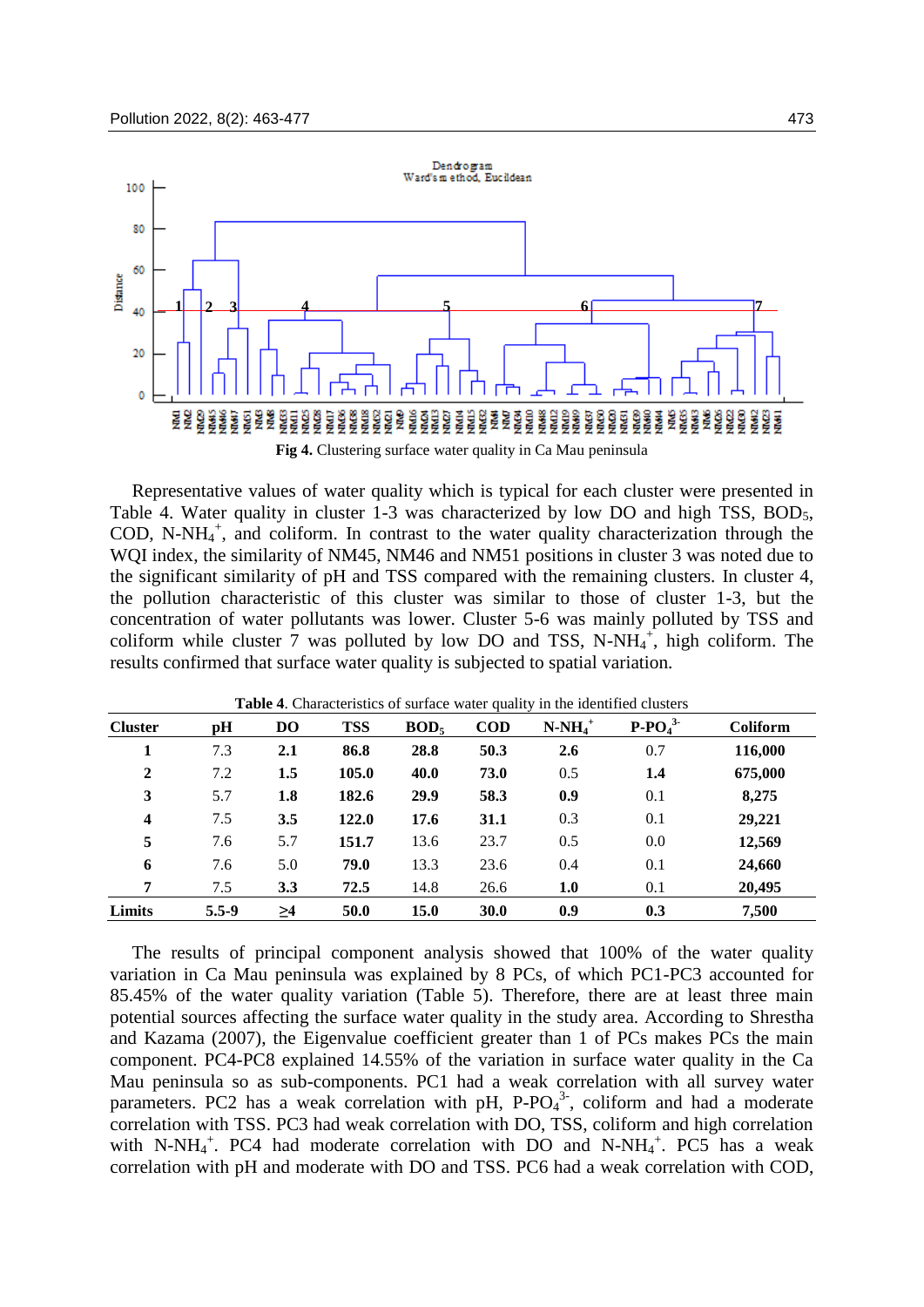**Fig 4.** Clustering surface water quality in Ca Mau peninsula

Representative values of water quality which is typical for each cluster were presented in Table 4. Water quality in cluster 1-3 was characterized by low DO and high TSS, $BOD_5$, COD, $N\text{-}NH_4^+$, and coliform. In contrast to the water quality characterization through the WQI index, the similarity of NM45, NM46 and NM51 positions in cluster 3 was noted due to the significant similarity of pH and TSS compared with the remaining clusters. In cluster 4, the pollution characteristic of this cluster was similar to those of cluster 1-3, but the concentration of water pollutants was lower. Cluster 5-6 was mainly polluted by TSS and coliform while cluster 7 was polluted by low DO and TSS, $N\text{-}NH_4^+$, high coliform. The results confirmed that surface water quality is subjected to spatial variation.

**Table 4**. Characteristics of surface water quality in the identified clusters

| Cluster | pH | DO | TSS | $BOD_5$ | COD | $N\text{-}NH_4^+$ | $P\text{-}PO_4^{3-}$ | Coliform |
|---|---|---|---|---|---|---|---|---|
| **1** | 7.3 | **2.1** | **86.8** | **28.8** | **50.3** | **2.6** | 0.7 | **116,000** |
| **2** | 7.2 | **1.5** | **105.0** | **40.0** | **73.0** | 0.5 | **1.4** | **675,000** |
| **3** | 5.7 | **1.8** | **182.6** | **29.9** | **58.3** | **0.9** | 0.1 | **8,275** |
| **4** | 7.5 | **3.5** | **122.0** | **17.6** | **31.1** | 0.3 | 0.1 | **29,221** |
| **5** | 7.6 | 5.7 | **151.7** | 13.6 | 23.7 | 0.5 | 0.0 | **12,569** |
| **6** | 7.6 | 5.0 | **79.0** | 13.3 | 23.6 | 0.4 | 0.1 | **24,660** |
| **7** | 7.5 | **3.3** | **72.5** | 14.8 | 26.6 | **1.0** | 0.1 | **20,495** |
| **Limits** | **5.5-9** | **≥4** | **50.0** | **15.0** | **30.0** | **0.9** | **0.3** | **7,500** |

The results of principal component analysis showed that 100% of the water quality variation in Ca Mau peninsula was explained by 8 PCs, of which PC1-PC3 accounted for 85.45% of the water quality variation (Table 5). Therefore, there are at least three main potential sources affecting the surface water quality in the study area. According to Shrestha and Kazama (2007), the Eigenvalue coefficient greater than 1 of PCs makes PCs the main component. PC4-PC8 explained 14.55% of the variation in surface water quality in the Ca Mau peninsula so as sub-components. PC1 had a weak correlation with all survey water parameters. PC2 has a weak correlation with pH, $P\text{-}PO_4^{3-}$, coliform and had a moderate correlation with TSS. PC3 had weak correlation with DO, TSS, coliform and high correlation with $N\text{-}NH_4^+$. PC4 had moderate correlation with DO and $N\text{-}NH_4^+$. PC5 has a weak correlation with pH and moderate with DO and TSS. PC6 had a weak correlation with COD,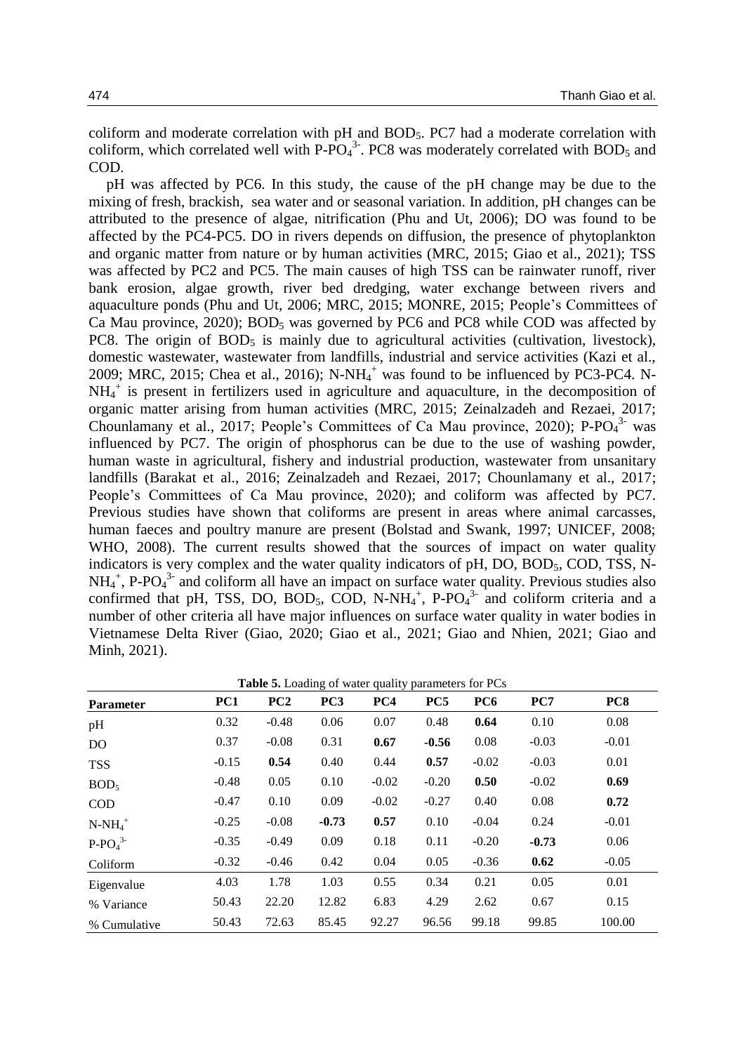coliform and moderate correlation with pH and $BOD_5$. PC7 had a moderate correlation with coliform, which correlated well with $P\text{-}PO_4^{3-}$. PC8 was moderately correlated with $BOD_5$ and COD.

pH was affected by PC6. In this study, the cause of the pH change may be due to the mixing of fresh, brackish, sea water and or seasonal variation. In addition, pH changes can be attributed to the presence of algae, nitrification (Phu and Ut, 2006); DO was found to be affected by the PC4-PC5. DO in rivers depends on diffusion, the presence of phytoplankton and organic matter from nature or by human activities (MRC, 2015; Giao et al., 2021); TSS was affected by PC2 and PC5. The main causes of high TSS can be rainwater runoff, river bank erosion, algae growth, river bed dredging, water exchange between rivers and aquaculture ponds (Phu and Ut, 2006; MRC, 2015; MONRE, 2015; People's Committees of Ca Mau province, 2020); $BOD_5$ was governed by PC6 and PC8 while COD was affected by PC8. The origin of $BOD_5$ is mainly due to agricultural activities (cultivation, livestock), domestic wastewater, wastewater from landfills, industrial and service activities (Kazi et al., 2009; MRC, 2015; Chea et al., 2016); $N\text{-}NH_4^+$ was found to be influenced by PC3-PC4. $N\text{-}NH_4^+$ is present in fertilizers used in agriculture and aquaculture, in the decomposition of organic matter arising from human activities (MRC, 2015; Zeinalzadeh and Rezaei, 2017; Chounlamany et al., 2017; People's Committees of Ca Mau province, 2020); $P\text{-}PO_4^{3-}$ was influenced by PC7. The origin of phosphorus can be due to the use of washing powder, human waste in agricultural, fishery and industrial production, wastewater from unsanitary landfills (Barakat et al., 2016; Zeinalzadeh and Rezaei, 2017; Chounlamany et al., 2017; People's Committees of Ca Mau province, 2020); and coliform was affected by PC7. Previous studies have shown that coliforms are present in areas where animal carcasses, human faeces and poultry manure are present (Bolstad and Swank, 1997; UNICEF, 2008; WHO, 2008). The current results showed that the sources of impact on water quality indicators is very complex and the water quality indicators of pH, DO, $BOD_5$, COD, TSS, $N\text{-}NH_4^+$, $P\text{-}PO_4^{3-}$ and coliform all have an impact on surface water quality. Previous studies also confirmed that pH, TSS, DO, $BOD_5$, COD, $N\text{-}NH_4^+$, $P\text{-}PO_4^{3-}$ and coliform criteria and a number of other criteria all have major influences on surface water quality in water bodies in Vietnamese Delta River (Giao, 2020; Giao et al., 2021; Giao and Nhien, 2021; Giao and Minh, 2021).

**Table 5.** Loading of water quality parameters for PCs

| Parameter | PC1 | PC2 | PC3 | PC4 | PC5 | PC6 | PC7 | PC8 |
|---|---|---|---|---|---|---|---|---|
| pH | 0.32 | -0.48 | 0.06 | 0.07 | 0.48 | **0.64** | 0.10 | 0.08 |
| DO | 0.37 | -0.08 | 0.31 | **0.67** | **-0.56** | 0.08 | -0.03 | -0.01 |
| TSS | -0.15 | **0.54** | 0.40 | 0.44 | **0.57** | -0.02 | -0.03 | 0.01 |
| $BOD_5$ | -0.48 | 0.05 | 0.10 | -0.02 | -0.20 | **0.50** | -0.02 | **0.69** |
| COD | -0.47 | 0.10 | 0.09 | -0.02 | -0.27 | 0.40 | 0.08 | **0.72** |
| $N\text{-}NH_4^+$ | -0.25 | -0.08 | **-0.73** | **0.57** | 0.10 | -0.04 | 0.24 | -0.01 |
| $P\text{-}PO_4^{3-}$ | -0.35 | -0.49 | 0.09 | 0.18 | 0.11 | -0.20 | **-0.73** | 0.06 |
| Coliform | -0.32 | -0.46 | 0.42 | 0.04 | 0.05 | -0.36 | **0.62** | -0.05 |
| Eigenvalue | 4.03 | 1.78 | 1.03 | 0.55 | 0.34 | 0.21 | 0.05 | 0.01 |
| % Variance | 50.43 | 22.20 | 12.82 | 6.83 | 4.29 | 2.62 | 0.67 | 0.15 |
| % Cumulative | 50.43 | 72.63 | 85.45 | 92.27 | 96.56 | 99.18 | 99.85 | 100.00 |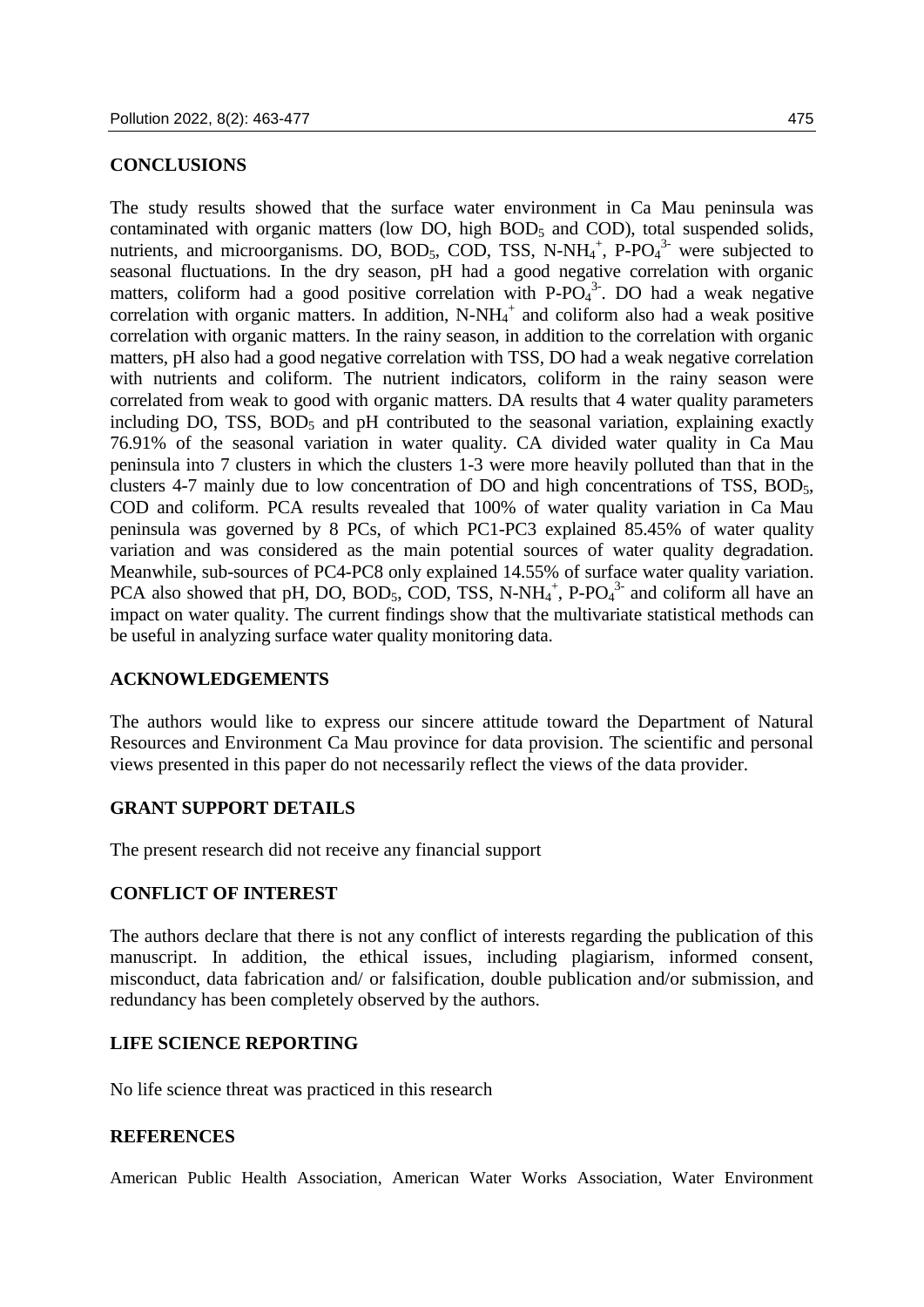## CONCLUSIONS

The study results showed that the surface water environment in Ca Mau peninsula was contaminated with organic matters (low DO, high $BOD_5$ and COD), total suspended solids, nutrients, and microorganisms. DO, $BOD_5$, COD, TSS, $N\text{-}NH_4^+$, $P\text{-}PO_4^{3-}$ were subjected to seasonal fluctuations. In the dry season, pH had a good negative correlation with organic matters, coliform had a good positive correlation with $P\text{-}PO_4^{3-}$. DO had a weak negative correlation with organic matters. In addition, $N\text{-}NH_4^+$ and coliform also had a weak positive correlation with organic matters. In the rainy season, in addition to the correlation with organic matters, pH also had a good negative correlation with TSS, DO had a weak negative correlation with nutrients and coliform. The nutrient indicators, coliform in the rainy season were correlated from weak to good with organic matters. DA results that 4 water quality parameters including DO, TSS, $BOD_5$ and pH contributed to the seasonal variation, explaining exactly 76.91% of the seasonal variation in water quality. CA divided water quality in Ca Mau peninsula into 7 clusters in which the clusters 1-3 were more heavily polluted than that in the clusters 4-7 mainly due to low concentration of DO and high concentrations of TSS, $BOD_5$, COD and coliform. PCA results revealed that 100% of water quality variation in Ca Mau peninsula was governed by 8 PCs, of which PC1-PC3 explained 85.45% of water quality variation and was considered as the main potential sources of water quality degradation. Meanwhile, sub-sources of PC4-PC8 only explained 14.55% of surface water quality variation. PCA also showed that pH, DO, $BOD_5$, COD, TSS, $N\text{-}NH_4^+$, $P\text{-}PO_4^{3-}$ and coliform all have an impact on water quality. The current findings show that the multivariate statistical methods can be useful in analyzing surface water quality monitoring data.

## ACKNOWLEDGEMENTS

The authors would like to express our sincere attitude toward the Department of Natural Resources and Environment Ca Mau province for data provision. The scientific and personal views presented in this paper do not necessarily reflect the views of the data provider.

## GRANT SUPPORT DETAILS

The present research did not receive any financial support

## CONFLICT OF INTEREST

The authors declare that there is not any conflict of interests regarding the publication of this manuscript. In addition, the ethical issues, including plagiarism, informed consent, misconduct, data fabrication and/ or falsification, double publication and/or submission, and redundancy has been completely observed by the authors.

## LIFE SCIENCE REPORTING

No life science threat was practiced in this research

## REFERENCES

American Public Health Association, American Water Works Association, Water Environment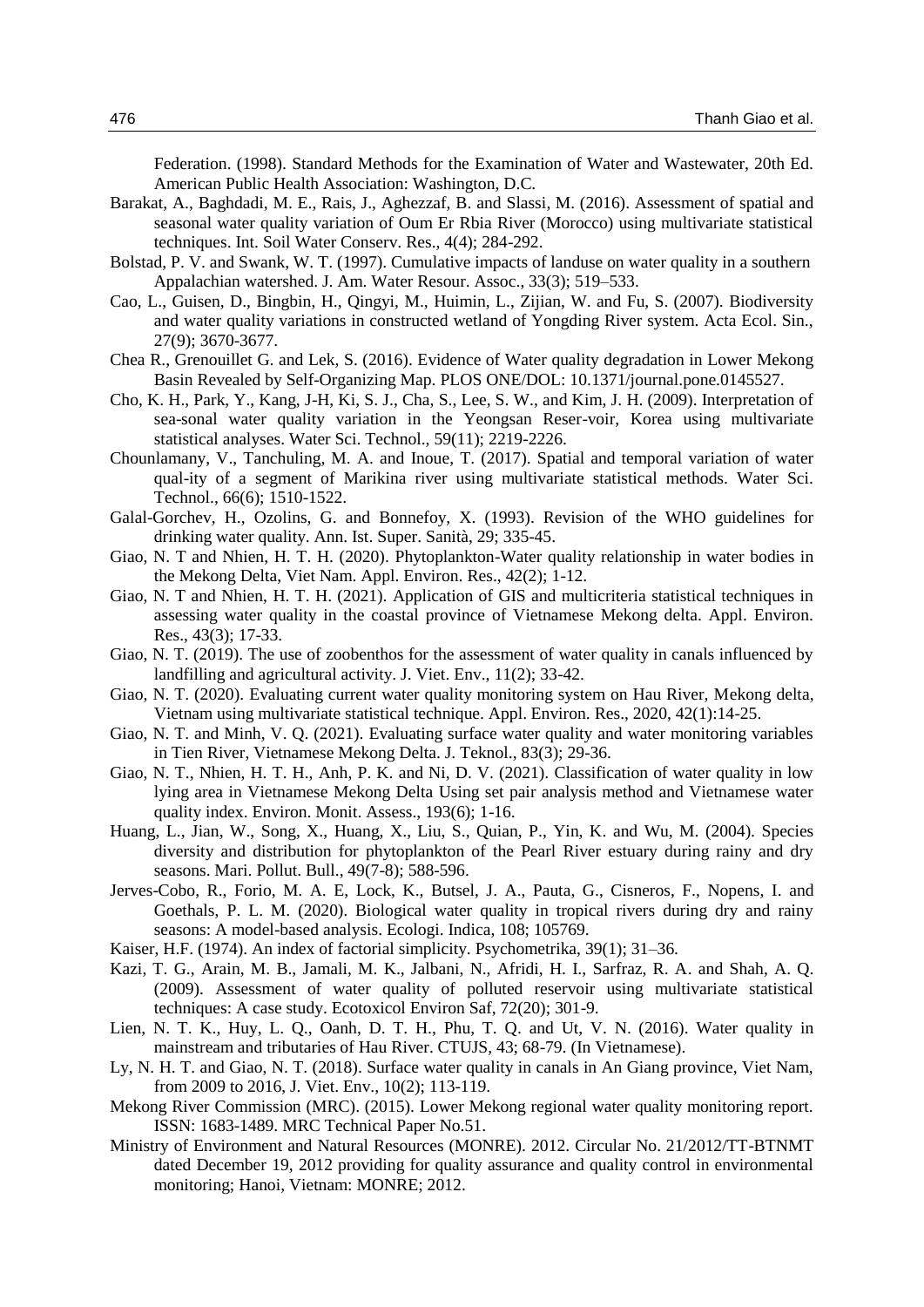Federation. (1998). Standard Methods for the Examination of Water and Wastewater, 20th Ed. American Public Health Association: Washington, D.C.

Barakat, A., Baghdadi, M. E., Rais, J., Aghezzaf, B. and Slassi, M. (2016). Assessment of spatial and seasonal water quality variation of Oum Er Rbia River (Morocco) using multivariate statistical techniques. Int. Soil Water Conserv. Res., 4(4); 284-292.

Bolstad, P. V. and Swank, W. T. (1997). Cumulative impacts of landuse on water quality in a southern Appalachian watershed. J. Am. Water Resour. Assoc., 33(3); 519–533.

Cao, L., Guisen, D., Bingbin, H., Qingyi, M., Huimin, L., Zijian, W. and Fu, S. (2007). Biodiversity and water quality variations in constructed wetland of Yongding River system. Acta Ecol. Sin., 27(9); 3670-3677.

Chea R., Grenouillet G. and Lek, S. (2016). Evidence of Water quality degradation in Lower Mekong Basin Revealed by Self-Organizing Map. PLOS ONE/DOL: 10.1371/journal.pone.0145527.

Cho, K. H., Park, Y., Kang, J-H, Ki, S. J., Cha, S., Lee, S. W., and Kim, J. H. (2009). Interpretation of sea-sonal water quality variation in the Yeongsan Reser-voir, Korea using multivariate statistical analyses. Water Sci. Technol., 59(11); 2219-2226.

Chounlamany, V., Tanchuling, M. A. and Inoue, T. (2017). Spatial and temporal variation of water qual-ity of a segment of Marikina river using multivariate statistical methods. Water Sci. Technol., 66(6); 1510-1522.

Galal-Gorchev, H., Ozolins, G. and Bonnefoy, X. (1993). Revision of the WHO guidelines for drinking water quality. Ann. Ist. Super. Sanità, 29; 335-45.

Giao, N. T and Nhien, H. T. H. (2020). Phytoplankton-Water quality relationship in water bodies in the Mekong Delta, Viet Nam. Appl. Environ. Res., 42(2); 1-12.

Giao, N. T and Nhien, H. T. H. (2021). Application of GIS and multicriteria statistical techniques in assessing water quality in the coastal province of Vietnamese Mekong delta. Appl. Environ. Res., 43(3); 17-33.

Giao, N. T. (2019). The use of zoobenthos for the assessment of water quality in canals influenced by landfilling and agricultural activity. J. Viet. Env., 11(2); 33-42.

Giao, N. T. (2020). Evaluating current water quality monitoring system on Hau River, Mekong delta, Vietnam using multivariate statistical technique. Appl. Environ. Res., 2020, 42(1):14-25.

Giao, N. T. and Minh, V. Q. (2021). Evaluating surface water quality and water monitoring variables in Tien River, Vietnamese Mekong Delta. J. Teknol., 83(3); 29-36.

Giao, N. T., Nhien, H. T. H., Anh, P. K. and Ni, D. V. (2021). Classification of water quality in low lying area in Vietnamese Mekong Delta Using set pair analysis method and Vietnamese water quality index. Environ. Monit. Assess., 193(6); 1-16.

Huang, L., Jian, W., Song, X., Huang, X., Liu, S., Quian, P., Yin, K. and Wu, M. (2004). Species diversity and distribution for phytoplankton of the Pearl River estuary during rainy and dry seasons. Mari. Pollut. Bull., 49(7-8); 588-596.

Jerves-Cobo, R., Forio, M. A. E, Lock, K., Butsel, J. A., Pauta, G., Cisneros, F., Nopens, I. and Goethals, P. L. M. (2020). Biological water quality in tropical rivers during dry and rainy seasons: A model-based analysis. Ecologi. Indica, 108; 105769.

Kaiser, H.F. (1974). An index of factorial simplicity. Psychometrika, 39(1); 31–36.

Kazi, T. G., Arain, M. B., Jamali, M. K., Jalbani, N., Afridi, H. I., Sarfraz, R. A. and Shah, A. Q. (2009). Assessment of water quality of polluted reservoir using multivariate statistical techniques: A case study. Ecotoxicol Environ Saf, 72(20); 301-9.

Lien, N. T. K., Huy, L. Q., Oanh, D. T. H., Phu, T. Q. and Ut, V. N. (2016). Water quality in mainstream and tributaries of Hau River. CTUJS, 43; 68-79. (In Vietnamese).

Ly, N. H. T. and Giao, N. T. (2018). Surface water quality in canals in An Giang province, Viet Nam, from 2009 to 2016, J. Viet. Env., 10(2); 113-119.

Mekong River Commission (MRC). (2015). Lower Mekong regional water quality monitoring report. ISSN: 1683-1489. MRC Technical Paper No.51.

Ministry of Environment and Natural Resources (MONRE). 2012. Circular No. 21/2012/TT-BTNMT dated December 19, 2012 providing for quality assurance and quality control in environmental monitoring; Hanoi, Vietnam: MONRE; 2012.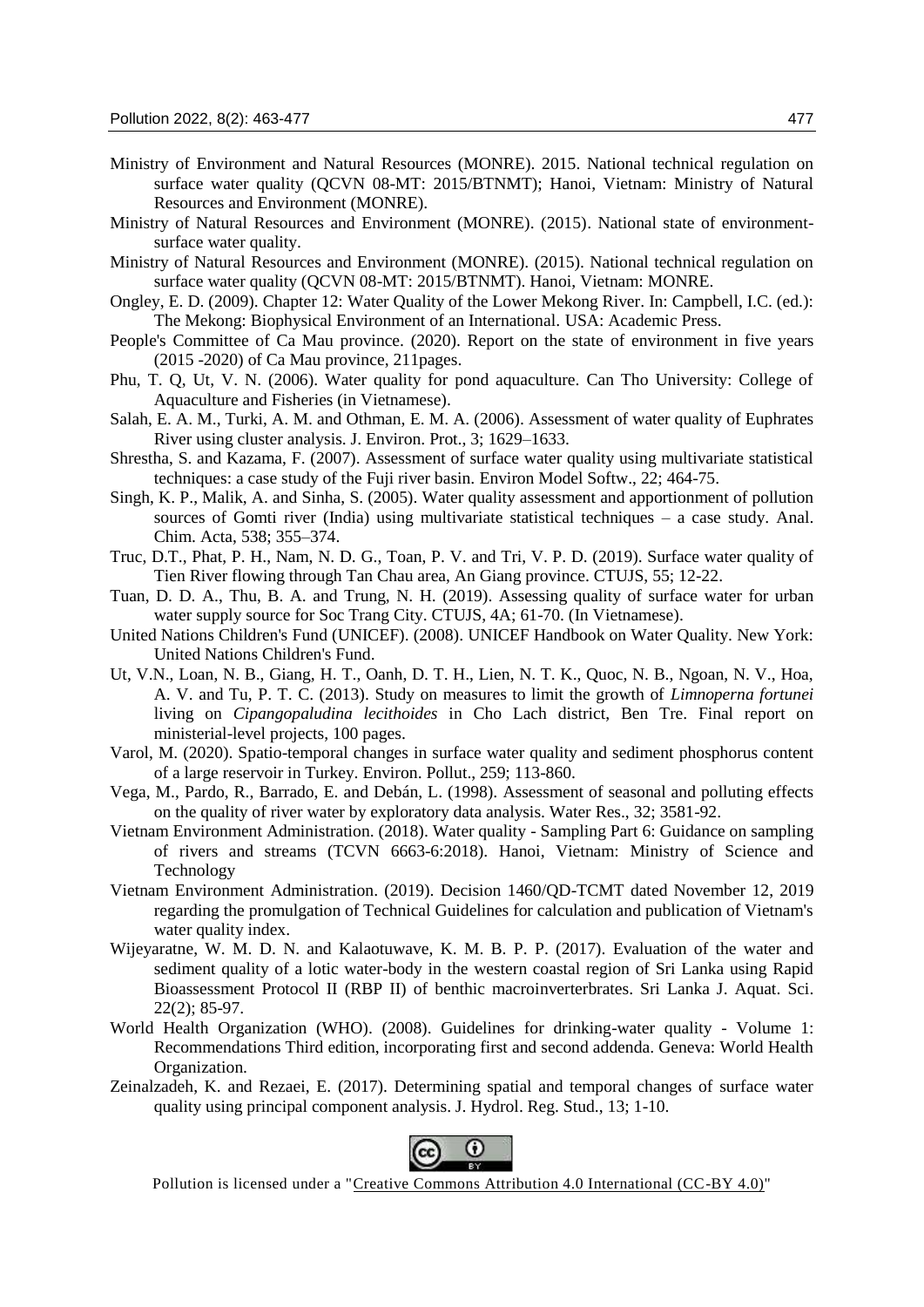Ministry of Environment and Natural Resources (MONRE). 2015. National technical regulation on surface water quality (QCVN 08-MT: 2015/BTNMT); Hanoi, Vietnam: Ministry of Natural Resources and Environment (MONRE).

Ministry of Natural Resources and Environment (MONRE). (2015). National state of environment-surface water quality.

Ministry of Natural Resources and Environment (MONRE). (2015). National technical regulation on surface water quality (QCVN 08-MT: 2015/BTNMT). Hanoi, Vietnam: MONRE.

Ongley, E. D. (2009). Chapter 12: Water Quality of the Lower Mekong River. In: Campbell, I.C. (ed.): The Mekong: Biophysical Environment of an International. USA: Academic Press.

People's Committee of Ca Mau province. (2020). Report on the state of environment in five years (2015 -2020) of Ca Mau province, 211pages.

Phu, T. Q, Ut, V. N. (2006). Water quality for pond aquaculture. Can Tho University: College of Aquaculture and Fisheries (in Vietnamese).

Salah, E. A. M., Turki, A. M. and Othman, E. M. A. (2006). Assessment of water quality of Euphrates River using cluster analysis. J. Environ. Prot., 3; 1629–1633.

Shrestha, S. and Kazama, F. (2007). Assessment of surface water quality using multivariate statistical techniques: a case study of the Fuji river basin. Environ Model Softw., 22; 464-75.

Singh, K. P., Malik, A. and Sinha, S. (2005). Water quality assessment and apportionment of pollution sources of Gomti river (India) using multivariate statistical techniques – a case study. Anal. Chim. Acta, 538; 355–374.

Truc, D.T., Phat, P. H., Nam, N. D. G., Toan, P. V. and Tri, V. P. D. (2019). Surface water quality of Tien River flowing through Tan Chau area, An Giang province. CTUJS, 55; 12-22.

Tuan, D. D. A., Thu, B. A. and Trung, N. H. (2019). Assessing quality of surface water for urban water supply source for Soc Trang City. CTUJS, 4A; 61-70. (In Vietnamese).

United Nations Children's Fund (UNICEF). (2008). UNICEF Handbook on Water Quality. New York: United Nations Children's Fund.

Ut, V.N., Loan, N. B., Giang, H. T., Oanh, D. T. H., Lien, N. T. K., Quoc, N. B., Ngoan, N. V., Hoa, A. V. and Tu, P. T. C. (2013). Study on measures to limit the growth of *Limnoperna fortunei* living on *Cipangopaludina lecithoides* in Cho Lach district, Ben Tre. Final report on ministerial-level projects, 100 pages.

Varol, M. (2020). Spatio-temporal changes in surface water quality and sediment phosphorus content of a large reservoir in Turkey. Environ. Pollut., 259; 113-860.

Vega, M., Pardo, R., Barrado, E. and Debán, L. (1998). Assessment of seasonal and polluting effects on the quality of river water by exploratory data analysis. Water Res., 32; 3581-92.

Vietnam Environment Administration. (2018). Water quality - Sampling Part 6: Guidance on sampling of rivers and streams (TCVN 6663-6:2018). Hanoi, Vietnam: Ministry of Science and Technology

Vietnam Environment Administration. (2019). Decision 1460/QD-TCMT dated November 12, 2019 regarding the promulgation of Technical Guidelines for calculation and publication of Vietnam's water quality index.

Wijeyaratne, W. M. D. N. and Kalaotuwave, K. M. B. P. P. (2017). Evaluation of the water and sediment quality of a lotic water-body in the western coastal region of Sri Lanka using Rapid Bioassessment Protocol II (RBP II) of benthic macroinverterbrates. Sri Lanka J. Aquat. Sci. 22(2); 85-97.

World Health Organization (WHO). (2008). Guidelines for drinking-water quality - Volume 1: Recommendations Third edition, incorporating first and second addenda. Geneva: World Health Organization.

Zeinalzadeh, K. and Rezaei, E. (2017). Determining spatial and temporal changes of surface water quality using principal component analysis. J. Hydrol. Reg. Stud., 13; 1-10.

Pollution is licensed under a "Creative Commons Attribution 4.0 International (CC-BY 4.0)"